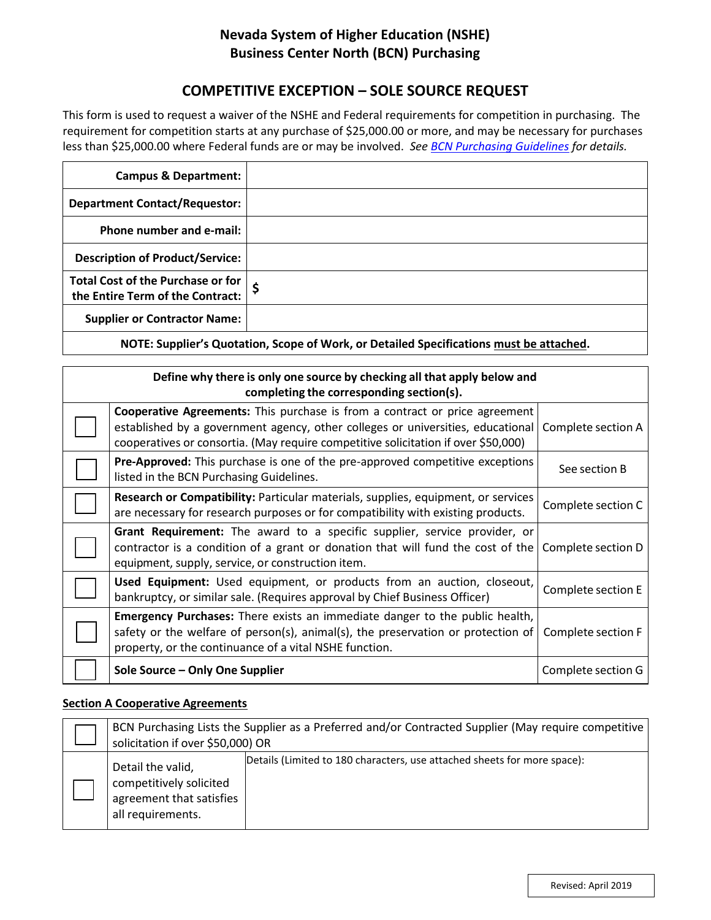# Nevada System of Higher Education (NSHE)
## Business Center North (BCN) Purchasing

## COMPETITIVE EXCEPTION – SOLE SOURCE REQUEST

This form is used to request a waiver of the NSHE and Federal requirements for competition in purchasing. The requirement for competition starts at any purchase of $25,000.00 or more, and may be necessary for purchases less than $25,000.00 where Federal funds are or may be involved. *See BCN Purchasing Guidelines for details.*

| | |
|---|---|
| **Campus & Department:** | |
| **Department Contact/Requestor:** | |
| **Phone number and e-mail:** | |
| **Description of Product/Service:** | |
| **Total Cost of the Purchase or for the Entire Term of the Contract:** | $ |
| **Supplier or Contractor Name:** | |
| **NOTE: Supplier's Quotation, Scope of Work, or Detailed Specifications must be attached.** | |

| **Define why there is only one source by checking all that apply below and completing the corresponding section(s).** | | |
|---|---|---|
| ☐ | **Cooperative Agreements:** This purchase is from a contract or price agreement established by a government agency, other colleges or universities, educational cooperatives or consortia. (May require competitive solicitation if over $50,000) | Complete section A |
| ☐ | **Pre-Approved:** This purchase is one of the pre-approved competitive exceptions listed in the BCN Purchasing Guidelines. | See section B |
| ☐ | **Research or Compatibility:** Particular materials, supplies, equipment, or services are necessary for research purposes or for compatibility with existing products. | Complete section C |
| ☐ | **Grant Requirement:** The award to a specific supplier, service provider, or contractor is a condition of a grant or donation that will fund the cost of the equipment, supply, service, or construction item. | Complete section D |
| ☐ | **Used Equipment:** Used equipment, or products from an auction, closeout, bankruptcy, or similar sale. (Requires approval by Chief Business Officer) | Complete section E |
| ☐ | **Emergency Purchases:** There exists an immediate danger to the public health, safety or the welfare of person(s), animal(s), the preservation or protection of property, or the continuance of a vital NSHE function. | Complete section F |
| ☐ | **Sole Source – Only One Supplier** | Complete section G |

**Section A Cooperative Agreements**

| | | |
|---|---|---|
| ☐ | BCN Purchasing Lists the Supplier as a Preferred and/or Contracted Supplier (May require competitive solicitation if over $50,000) OR | |
| ☐ | Detail the valid, competitively solicited agreement that satisfies all requirements. | Details (Limited to 180 characters, use attached sheets for more space): |

Revised: April 2019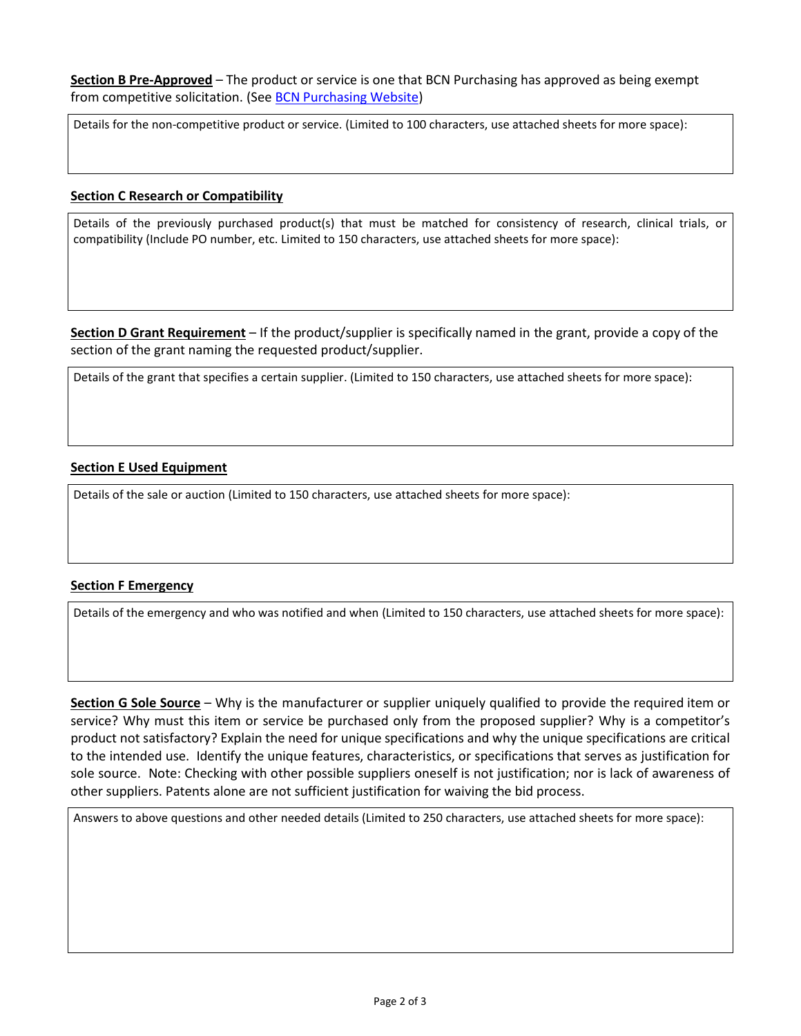**Section B Pre-Approved** – The product or service is one that BCN Purchasing has approved as being exempt from competitive solicitation. (See [BCN Purchasing Website])

| Details for the non-competitive product or service. (Limited to 100 characters, use attached sheets for more space): |
| --- |
| |

**Section C Research or Compatibility**

| Details of the previously purchased product(s) that must be matched for consistency of research, clinical trials, or compatibility (Include PO number, etc. Limited to 150 characters, use attached sheets for more space): |
| --- |
| |

**Section D Grant Requirement** – If the product/supplier is specifically named in the grant, provide a copy of the section of the grant naming the requested product/supplier.

| Details of the grant that specifies a certain supplier. (Limited to 150 characters, use attached sheets for more space): |
| --- |
| |

**Section E Used Equipment**

| Details of the sale or auction (Limited to 150 characters, use attached sheets for more space): |
| --- |
| |

**Section F Emergency**

| Details of the emergency and who was notified and when (Limited to 150 characters, use attached sheets for more space): |
| --- |
| |

**Section G Sole Source** – Why is the manufacturer or supplier uniquely qualified to provide the required item or service? Why must this item or service be purchased only from the proposed supplier? Why is a competitor's product not satisfactory? Explain the need for unique specifications and why the unique specifications are critical to the intended use. Identify the unique features, characteristics, or specifications that serves as justification for sole source. Note: Checking with other possible suppliers oneself is not justification; nor is lack of awareness of other suppliers. Patents alone are not sufficient justification for waiving the bid process.

| Answers to above questions and other needed details (Limited to 250 characters, use attached sheets for more space): |
| --- |
| |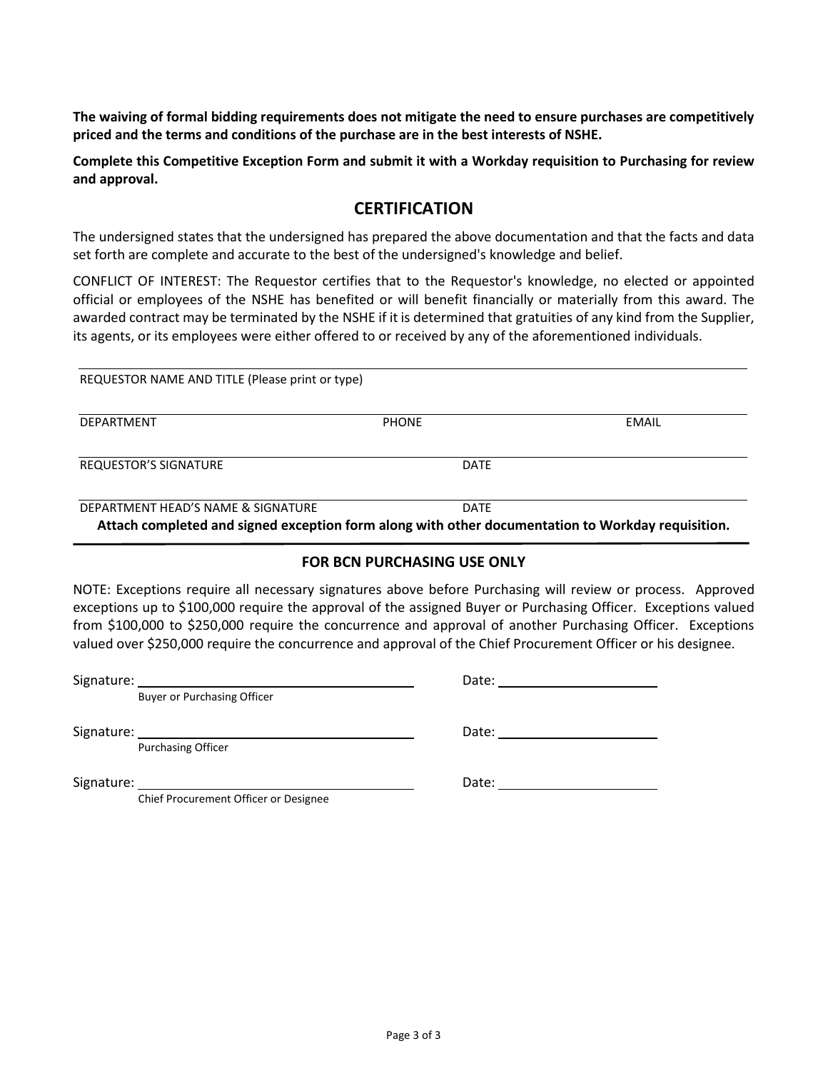**The waiving of formal bidding requirements does not mitigate the need to ensure purchases are competitively priced and the terms and conditions of the purchase are in the best interests of NSHE.**

**Complete this Competitive Exception Form and submit it with a Workday requisition to Purchasing for review and approval.**

## CERTIFICATION

The undersigned states that the undersigned has prepared the above documentation and that the facts and data set forth are complete and accurate to the best of the undersigned's knowledge and belief.

CONFLICT OF INTEREST: The Requestor certifies that to the Requestor's knowledge, no elected or appointed official or employees of the NSHE has benefited or will benefit financially or materially from this award. The awarded contract may be terminated by the NSHE if it is determined that gratuities of any kind from the Supplier, its agents, or its employees were either offered to or received by any of the aforementioned individuals.

REQUESTOR NAME AND TITLE (Please print or type)

DEPARTMENT PHONE EMAIL

REQUESTOR'S SIGNATURE DATE

DEPARTMENT HEAD'S NAME & SIGNATURE DATE

**Attach completed and signed exception form along with other documentation to Workday requisition.**

---

### FOR BCN PURCHASING USE ONLY

NOTE: Exceptions require all necessary signatures above before Purchasing will review or process. Approved exceptions up to $100,000 require the approval of the assigned Buyer or Purchasing Officer. Exceptions valued from $100,000 to $250,000 require the concurrence and approval of another Purchasing Officer. Exceptions valued over $250,000 require the concurrence and approval of the Chief Procurement Officer or his designee.

Signature: ______________________ Date: ______________
Buyer or Purchasing Officer

Signature: ______________________ Date: ______________
Purchasing Officer

Signature: ______________________ Date: ______________
Chief Procurement Officer or Designee